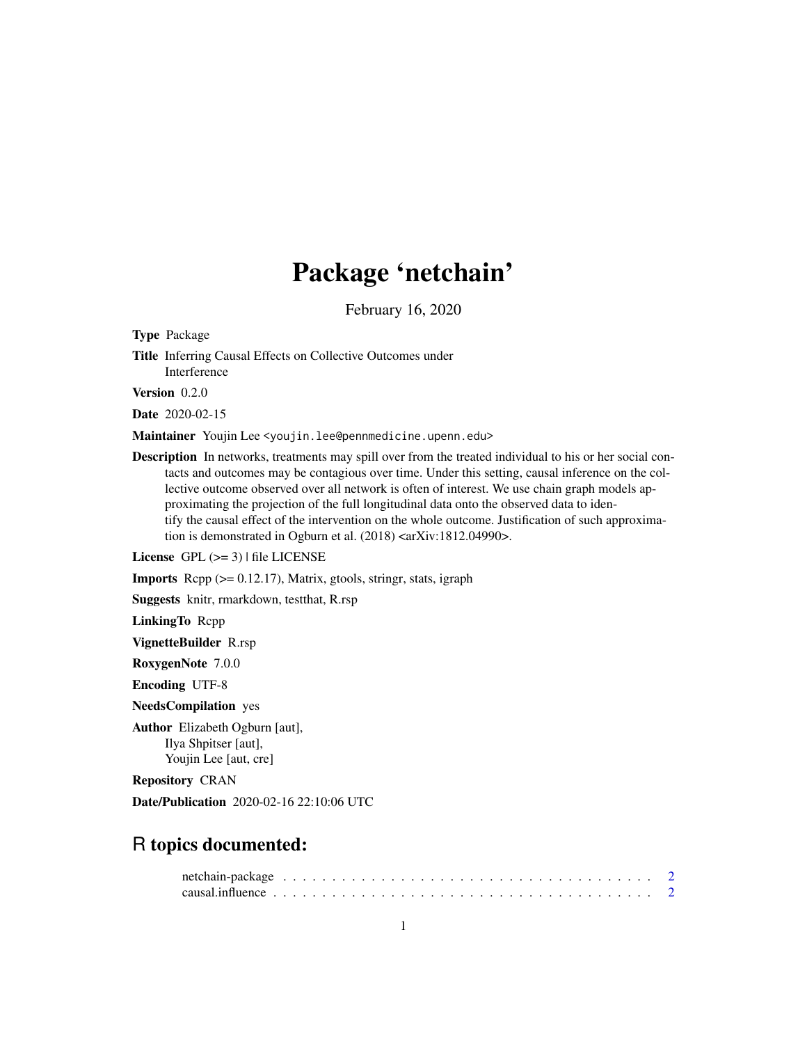# Package 'netchain'

February 16, 2020

**Type** Package

**Title** Inferring Causal Effects on Collective Outcomes under Interference

**Version** 0.2.0

**Date** 2020-02-15

**Maintainer** Youjin Lee <youjin.lee@pennmedicine.upenn.edu>

**Description** In networks, treatments may spill over from the treated individual to his or her social contacts and outcomes may be contagious over time. Under this setting, causal inference on the collective outcome observed over all network is often of interest. We use chain graph models approximating the projection of the full longitudinal data onto the observed data to identify the causal effect of the intervention on the whole outcome. Justification of such approximation is demonstrated in Ogburn et al. (2018) <arXiv:1812.04990>.

**License** GPL (>= 3) | file LICENSE

**Imports** Rcpp (>= 0.12.17), Matrix, gtools, stringr, stats, igraph

**Suggests** knitr, rmarkdown, testthat, R.rsp

**LinkingTo** Rcpp

**VignetteBuilder** R.rsp

**RoxygenNote** 7.0.0

**Encoding** UTF-8

**NeedsCompilation** yes

**Author** Elizabeth Ogburn [aut],
Ilya Shpitser [aut],
Youjin Lee [aut, cre]

**Repository** CRAN

**Date/Publication** 2020-02-16 22:10:06 UTC

## R topics documented:

netchain-package . . . . . . . . . . . . . . . . . . . . . . . . . . . . . . . . . . . . . 2
causal.influence . . . . . . . . . . . . . . . . . . . . . . . . . . . . . . . . . . . . . 2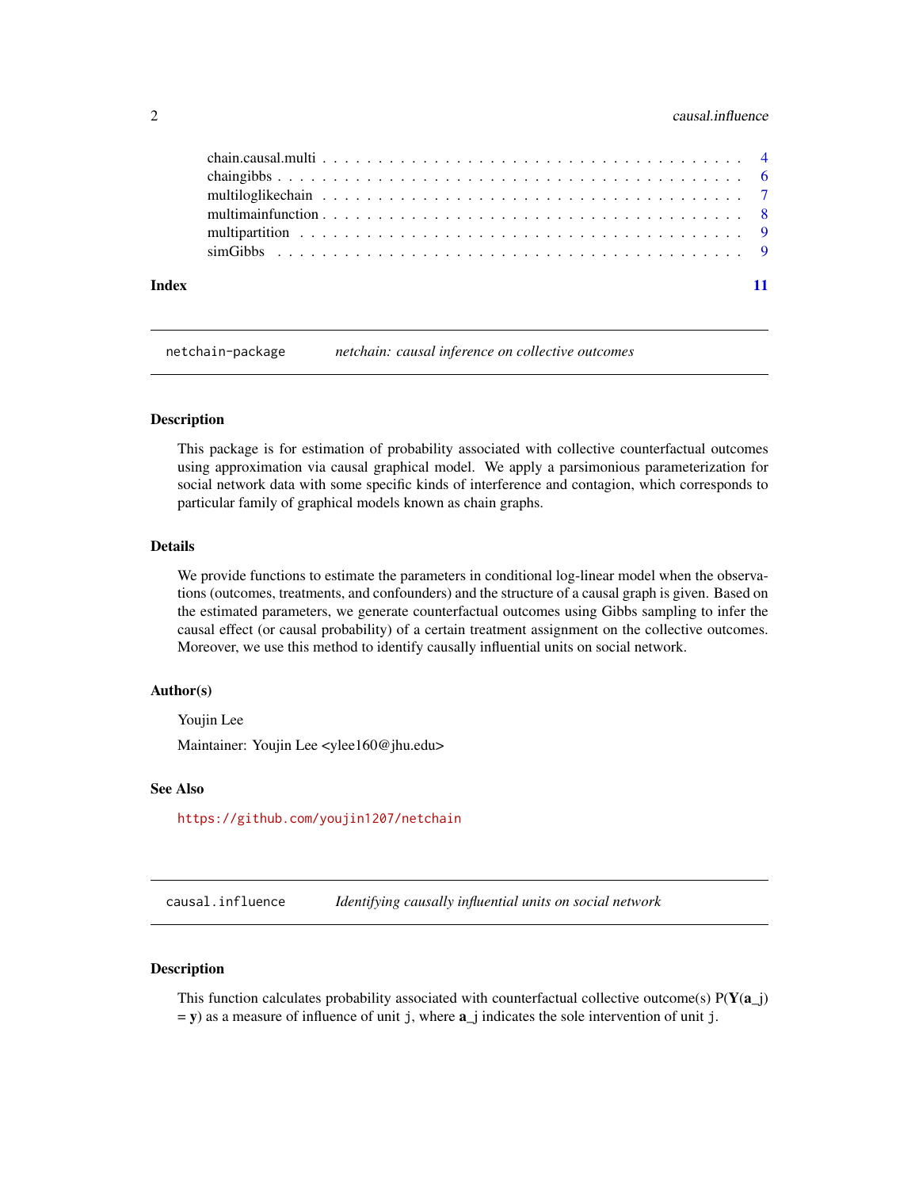chain.causal.multi . . . . . . . . . . . . . . . . . . . . . . . . . . . . . . . . . . . . . . 4
chaingibbs . . . . . . . . . . . . . . . . . . . . . . . . . . . . . . . . . . . . . . . . . . . 6
multiloglikechain . . . . . . . . . . . . . . . . . . . . . . . . . . . . . . . . . . . . . . . 7
multimainfunction . . . . . . . . . . . . . . . . . . . . . . . . . . . . . . . . . . . . . . . 8
multipartition . . . . . . . . . . . . . . . . . . . . . . . . . . . . . . . . . . . . . . . . . . 9
simGibbs . . . . . . . . . . . . . . . . . . . . . . . . . . . . . . . . . . . . . . . . . . . . 9

**Index** **11**

---

## `netchain-package` *netchain: causal inference on collective outcomes*

### Description

This package is for estimation of probability associated with collective counterfactual outcomes using approximation via causal graphical model. We apply a parsimonious parameterization for social network data with some specific kinds of interference and contagion, which corresponds to particular family of graphical models known as chain graphs.

### Details

We provide functions to estimate the parameters in conditional log-linear model when the observations (outcomes, treatments, and confounders) and the structure of a causal graph is given. Based on the estimated parameters, we generate counterfactual outcomes using Gibbs sampling to infer the causal effect (or causal probability) of a certain treatment assignment on the collective outcomes. Moreover, we use this method to identify causally influential units on social network.

### Author(s)

Youjin Lee

Maintainer: Youjin Lee <ylee160@jhu.edu>

### See Also

https://github.com/youjin1207/netchain

---

## `causal.influence` *Identifying causally influential units on social network*

### Description

This function calculates probability associated with counterfactual collective outcome(s) P(**Y**(**a**_j) = **y**) as a measure of influence of unit `j`, where **a**_j indicates the sole intervention of unit `j`.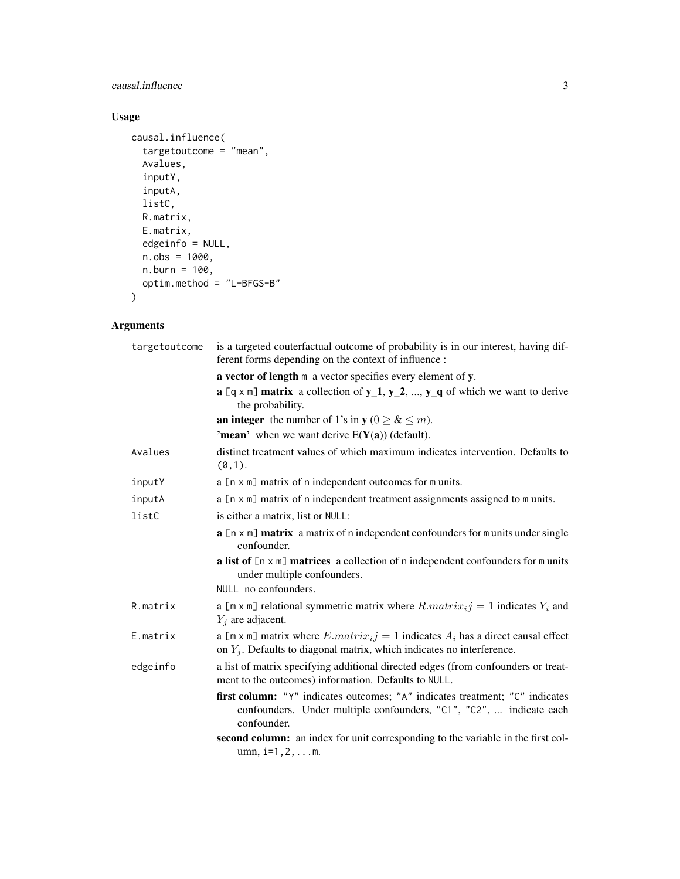## Usage

```
causal.influence(
  targetoutcome = "mean",
  Avalues,
  inputY,
  inputA,
  listC,
  R.matrix,
  E.matrix,
  edgeinfo = NULL,
  n.obs = 1000,
  n.burn = 100,
  optim.method = "L-BFGS-B"
)
```

## Arguments

| | |
|---|---|
| targetoutcome | is a targeted couterfactual outcome of probability is in our interest, having different forms depending on the context of influence :<br>**a vector of length** m a vector specifies every element of **y**.<br>**a** [q x m] **matrix** a collection of **y_1**, **y_2**, ..., **y_q** of which we want to derive the probability.<br>**an integer** the number of 1's in **y** ($0 \geq \& \leq m$).<br>**'mean'** when we want derive E(**Y**(**a**)) (default). |
| Avalues | distinct treatment values of which maximum indicates intervention. Defaults to (0,1). |
| inputY | a [n x m] matrix of n independent outcomes for m units. |
| inputA | a [n x m] matrix of n independent treatment assignments assigned to m units. |
| listC | is either a matrix, list or NULL:<br>**a** [n x m] **matrix** a matrix of n independent confounders for m units under single confounder.<br>**a list of** [n x m] **matrices** a collection of n independent confounders for m units under multiple confounders.<br>NULL no confounders. |
| R.matrix | a [m x m] relational symmetric matrix where $R.matrix_i j = 1$ indicates $Y_i$ and $Y_j$ are adjacent. |
| E.matrix | a [m x m] matrix where $E.matrix_i j = 1$ indicates $A_i$ has a direct causal effect on $Y_j$. Defaults to diagonal matrix, which indicates no interference. |
| edgeinfo | a list of matrix specifying additional directed edges (from confounders or treatment to the outcomes) information. Defaults to NULL.<br>**first column:** "Y" indicates outcomes; "A" indicates treatment; "C" indicates confounders. Under multiple confounders, "C1", "C2", ... indicate each confounder.<br>**second column:** an index for unit corresponding to the variable in the first column, i=1,2,...m. |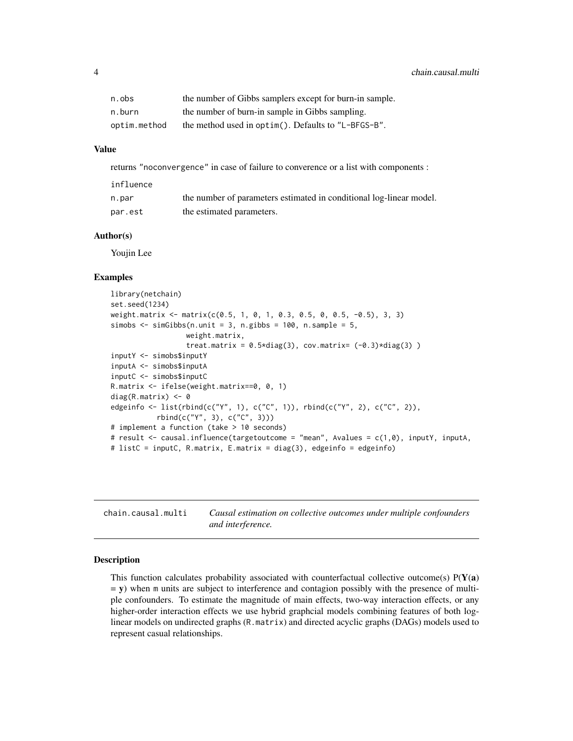| | |
|---|---|
| n.obs | the number of Gibbs samplers except for burn-in sample. |
| n.burn | the number of burn-in sample in Gibbs sampling. |
| optim.method | the method used in optim(). Defaults to "L-BFGS-B". |

### Value

returns "noconvergence" in case of failure to converence or a list with components :

| | |
|---|---|
| influence | |
| n.par | the number of parameters estimated in conditional log-linear model. |
| par.est | the estimated parameters. |

### Author(s)

Youjin Lee

### Examples

```
library(netchain)
set.seed(1234)
weight.matrix <- matrix(c(0.5, 1, 0, 1, 0.3, 0.5, 0, 0.5, -0.5), 3, 3)
simobs <- simGibbs(n.unit = 3, n.gibbs = 100, n.sample = 5,
                   weight.matrix,
                   treat.matrix = 0.5*diag(3), cov.matrix= (-0.3)*diag(3) )
inputY <- simobs$inputY
inputA <- simobs$inputA
inputC <- simobs$inputC
R.matrix <- ifelse(weight.matrix==0, 0, 1)
diag(R.matrix) <- 0
edgeinfo <- list(rbind(c("Y", 1), c("C", 1)), rbind(c("Y", 2), c("C", 2)),
           rbind(c("Y", 3), c("C", 3)))
# implement a function (take > 10 seconds)
# result <- causal.influence(targetoutcome = "mean", Avalues = c(1,0), inputY, inputA,
# listC = inputC, R.matrix, E.matrix = diag(3), edgeinfo = edgeinfo)
```

---

## chain.causal.multi — *Causal estimation on collective outcomes under multiple confounders and interference.*

### Description

This function calculates probability associated with counterfactual collective outcome(s) $P(\mathbf{Y}(\mathbf{a}) = \mathbf{y})$ when m units are subject to interference and contagion possibly with the presence of multiple confounders. To estimate the magnitude of main effects, two-way interaction effects, or any higher-order interaction effects we use hybrid graphcial models combining features of both log-linear models on undirected graphs (R.matrix) and directed acyclic graphs (DAGs) models used to represent casual relationships.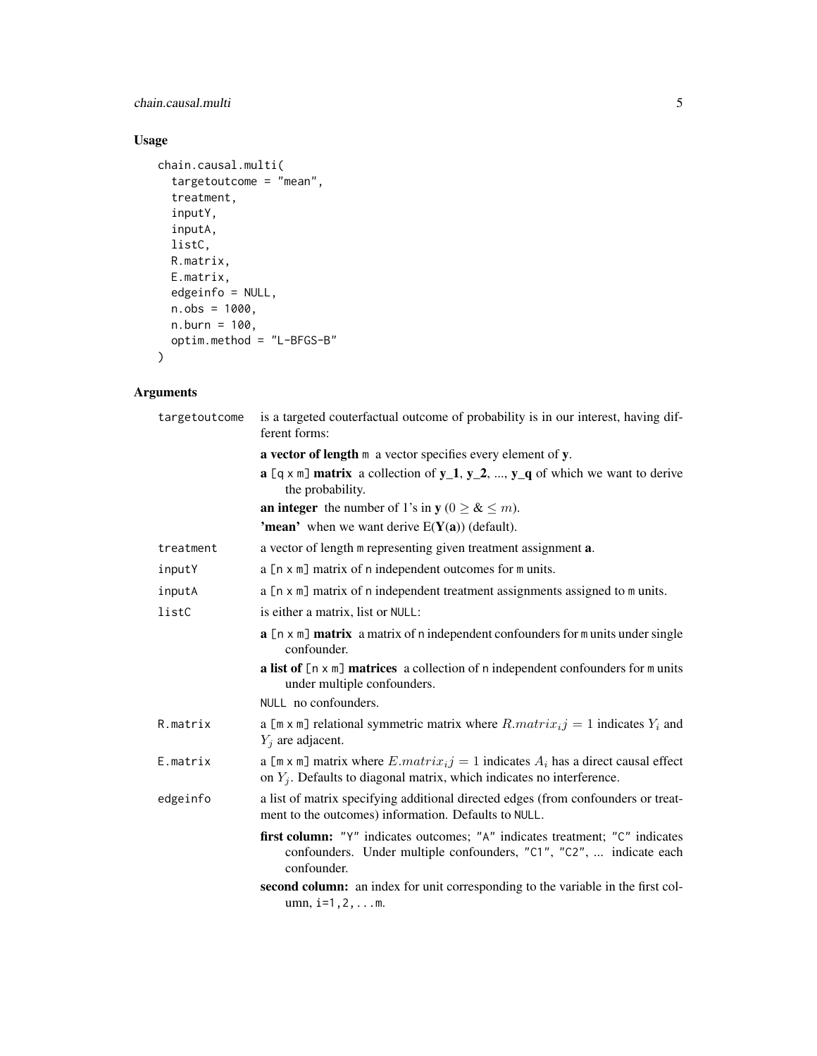## Usage

```
chain.causal.multi(
  targetoutcome = "mean",
  treatment,
  inputY,
  inputA,
  listC,
  R.matrix,
  E.matrix,
  edgeinfo = NULL,
  n.obs = 1000,
  n.burn = 100,
  optim.method = "L-BFGS-B"
)
```

## Arguments

| Argument | Description |
|---|---|
| targetoutcome | is a targeted couterfactual outcome of probability is in our interest, having different forms:<br>**a vector of length** m  a vector specifies every element of **y**.<br>**a** [q x m] **matrix**  a collection of **y_1**, **y_2**, ..., **y_q** of which we want to derive the probability.<br>**an integer**  the number of 1's in **y** ($0 \geq \& \leq m$).<br>**'mean'**  when we want derive E(**Y**(**a**)) (default). |
| treatment | a vector of length m representing given treatment assignment **a**. |
| inputY | a [n x m] matrix of n independent outcomes for m units. |
| inputA | a [n x m] matrix of n independent treatment assignments assigned to m units. |
| listC | is either a matrix, list or NULL:<br>**a** [n x m] **matrix**  a matrix of n independent confounders for m units under single confounder.<br>**a list of** [n x m] **matrices**  a collection of n independent confounders for m units under multiple confounders.<br>NULL  no confounders. |
| R.matrix | a [m x m] relational symmetric matrix where $R.matrix_ij = 1$ indicates $Y_i$ and $Y_j$ are adjacent. |
| E.matrix | a [m x m] matrix where $E.matrix_ij = 1$ indicates $A_i$ has a direct causal effect on $Y_j$. Defaults to diagonal matrix, which indicates no interference. |
| edgeinfo | a list of matrix specifying additional directed edges (from confounders or treatment to the outcomes) information. Defaults to NULL.<br>**first column:** "Y" indicates outcomes; "A" indicates treatment; "C" indicates confounders. Under multiple confounders, "C1", "C2", ... indicate each confounder.<br>**second column:** an index for unit corresponding to the variable in the first column, i=1,2,...m. |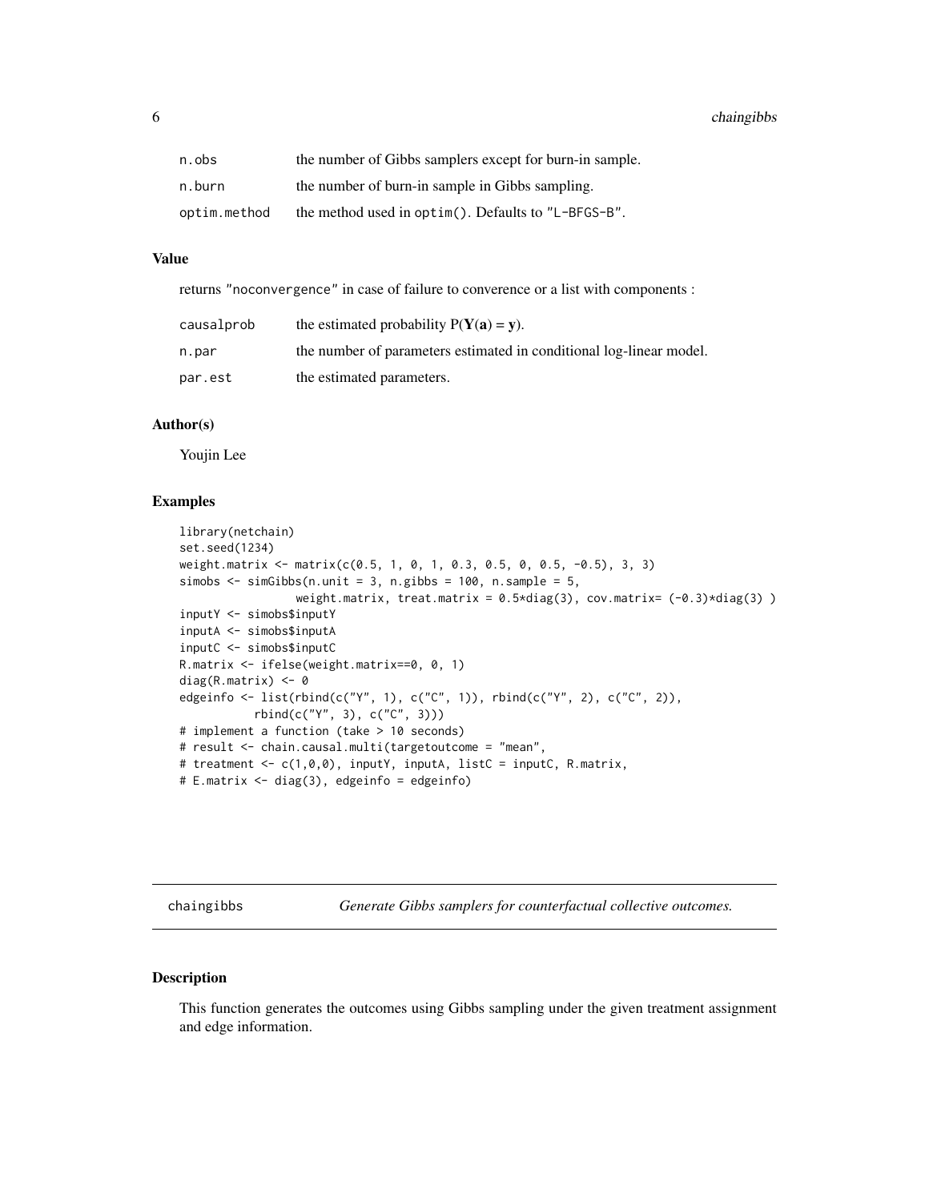| | |
|---|---|
| n.obs | the number of Gibbs samplers except for burn-in sample. |
| n.burn | the number of burn-in sample in Gibbs sampling. |
| optim.method | the method used in optim(). Defaults to "L-BFGS-B". |

### Value

returns "noconvergence" in case of failure to converence or a list with components :

| | |
|---|---|
| causalprob | the estimated probability $P(\mathbf{Y}(\mathbf{a}) = \mathbf{y})$. |
| n.par | the number of parameters estimated in conditional log-linear model. |
| par.est | the estimated parameters. |

### Author(s)

Youjin Lee

### Examples

```
library(netchain)
set.seed(1234)
weight.matrix <- matrix(c(0.5, 1, 0, 1, 0.3, 0.5, 0, 0.5, -0.5), 3, 3)
simobs <- simGibbs(n.unit = 3, n.gibbs = 100, n.sample = 5,
                weight.matrix, treat.matrix = 0.5*diag(3), cov.matrix= (-0.3)*diag(3) )
inputY <- simobs$inputY
inputA <- simobs$inputA
inputC <- simobs$inputC
R.matrix <- ifelse(weight.matrix==0, 0, 1)
diag(R.matrix) <- 0
edgeinfo <- list(rbind(c("Y", 1), c("C", 1)), rbind(c("Y", 2), c("C", 2)),
          rbind(c("Y", 3), c("C", 3)))
# implement a function (take > 10 seconds)
# result <- chain.causal.multi(targetoutcome = "mean",
# treatment <- c(1,0,0), inputY, inputA, listC = inputC, R.matrix,
# E.matrix <- diag(3), edgeinfo = edgeinfo)
```

## chaingibbs — *Generate Gibbs samplers for counterfactual collective outcomes.*

### Description

This function generates the outcomes using Gibbs sampling under the given treatment assignment and edge information.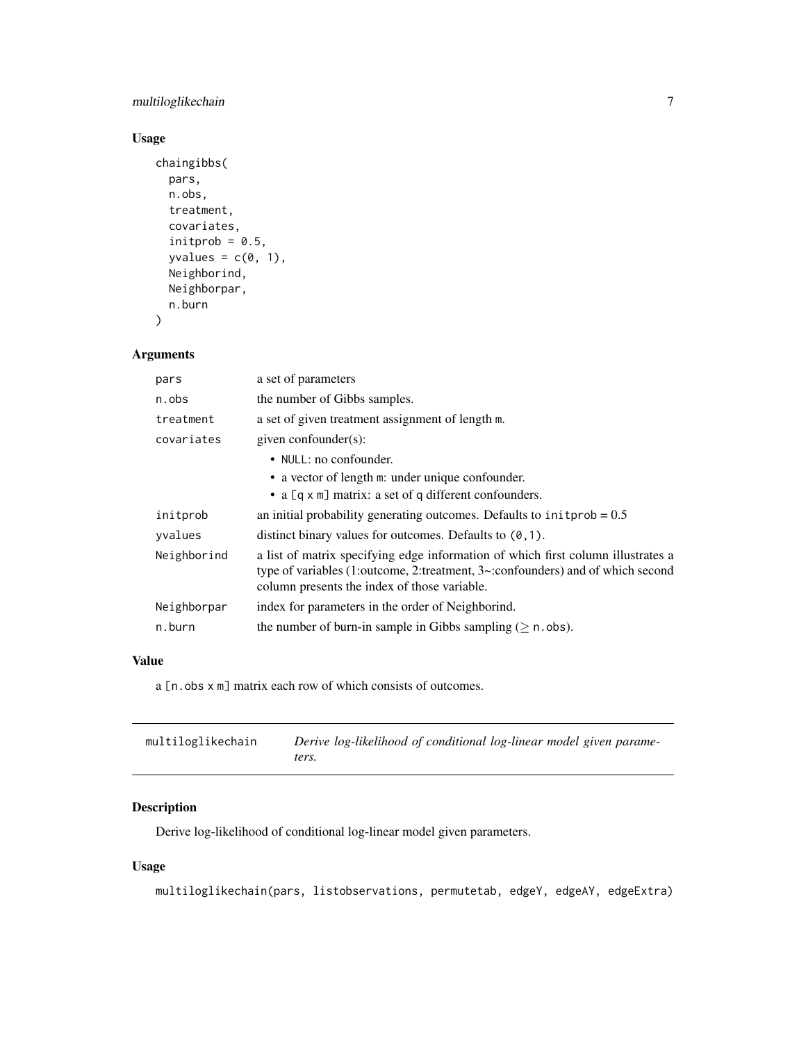## Usage

```
chaingibbs(
  pars,
  n.obs,
  treatment,
  covariates,
  initprob = 0.5,
  yvalues = c(0, 1),
  Neighborind,
  Neighborpar,
  n.burn
)
```

## Arguments

| | |
|---|---|
| pars | a set of parameters |
| n.obs | the number of Gibbs samples. |
| treatment | a set of given treatment assignment of length m. |
| covariates | given confounder(s): <br>• NULL: no confounder. <br>• a vector of length m: under unique confounder. <br>• a [q x m] matrix: a set of q different confounders. |
| initprob | an initial probability generating outcomes. Defaults to initprob = 0.5 |
| yvalues | distinct binary values for outcomes. Defaults to (0,1). |
| Neighborind | a list of matrix specifying edge information of which first column illustrates a type of variables (1:outcome, 2:treatment, 3~:confounders) and of which second column presents the index of those variable. |
| Neighborpar | index for parameters in the order of Neighborind. |
| n.burn | the number of burn-in sample in Gibbs sampling ($\geq$ n.obs). |

## Value

a [n.obs x m] matrix each row of which consists of outcomes.

---

# multiloglikechain — *Derive log-likelihood of conditional log-linear model given parameters.*

## Description

Derive log-likelihood of conditional log-linear model given parameters.

## Usage

```
multiloglikechain(pars, listobservations, permutetab, edgeY, edgeAY, edgeExtra)
```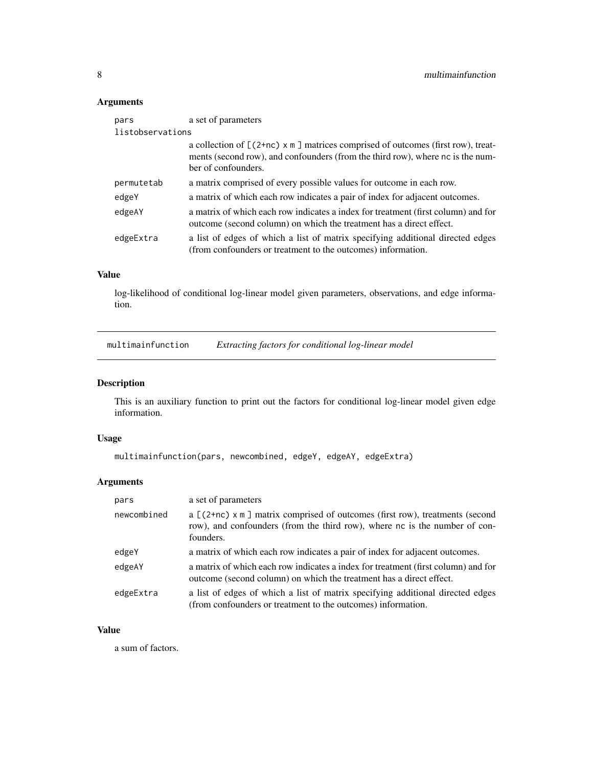### Arguments

| | |
|---|---|
| `pars` | a set of parameters |
| `listobservations` | a collection of `[(2+nc) x m ]` matrices comprised of outcomes (first row), treatments (second row), and confounders (from the third row), where `nc` is the number of confounders. |
| `permutetab` | a matrix comprised of every possible values for outcome in each row. |
| `edgeY` | a matrix of which each row indicates a pair of index for adjacent outcomes. |
| `edgeAY` | a matrix of which each row indicates a index for treatment (first column) and for outcome (second column) on which the treatment has a direct effect. |
| `edgeExtra` | a list of edges of which a list of matrix specifying additional directed edges (from confounders or treatment to the outcomes) information. |

### Value

log-likelihood of conditional log-linear model given parameters, observations, and edge information.

---

## multimainfunction &nbsp;&nbsp;&nbsp; *Extracting factors for conditional log-linear model*

---

### Description

This is an auxiliary function to print out the factors for conditional log-linear model given edge information.

### Usage

```
multimainfunction(pars, newcombined, edgeY, edgeAY, edgeExtra)
```

### Arguments

| | |
|---|---|
| `pars` | a set of parameters |
| `newcombined` | a `[(2+nc) x m ]` matrix comprised of outcomes (first row), treatments (second row), and confounders (from the third row), where `nc` is the number of confounders. |
| `edgeY` | a matrix of which each row indicates a pair of index for adjacent outcomes. |
| `edgeAY` | a matrix of which each row indicates a index for treatment (first column) and for outcome (second column) on which the treatment has a direct effect. |
| `edgeExtra` | a list of edges of which a list of matrix specifying additional directed edges (from confounders or treatment to the outcomes) information. |

### Value

a sum of factors.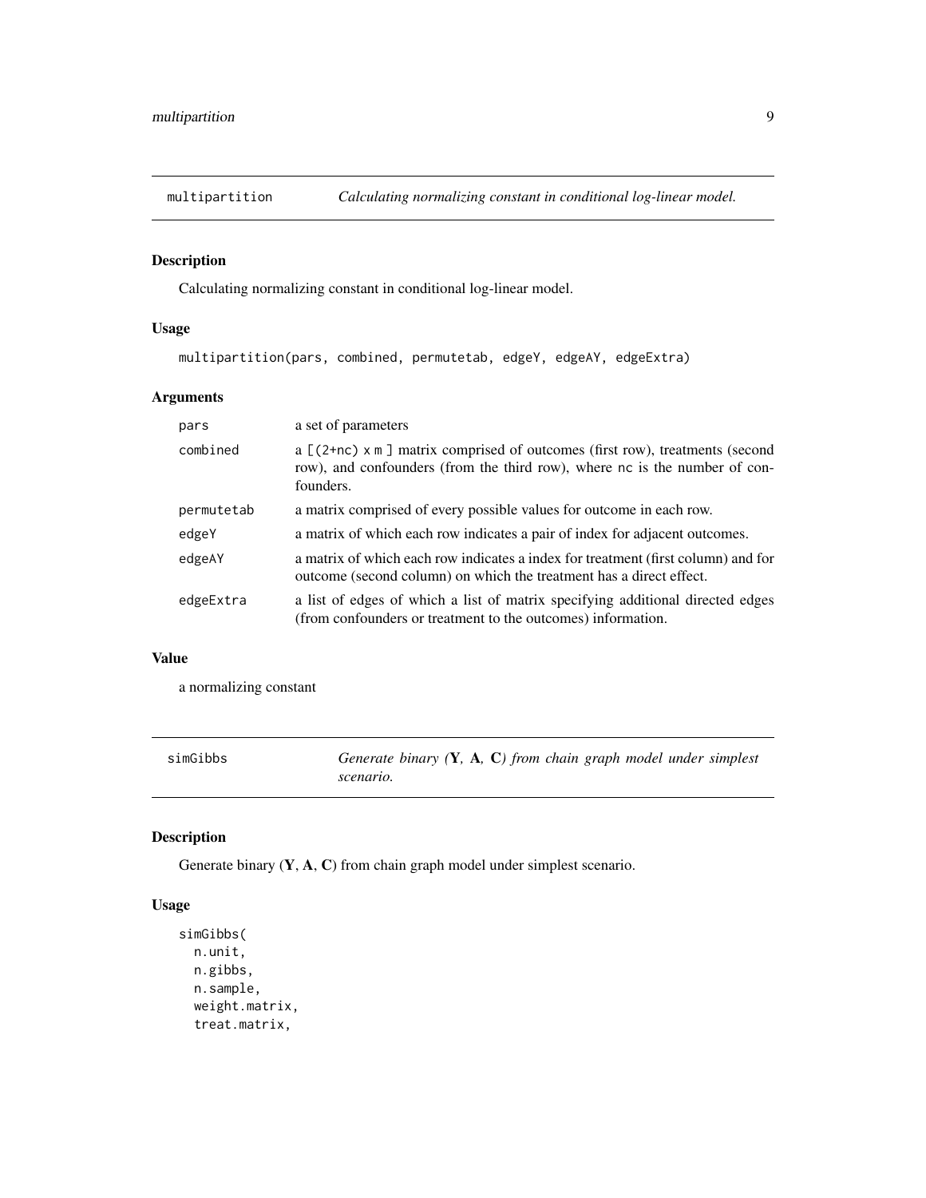## multipartition — *Calculating normalizing constant in conditional log-linear model.*

### Description

Calculating normalizing constant in conditional log-linear model.

### Usage

```
multipartition(pars, combined, permutetab, edgeY, edgeAY, edgeExtra)
```

### Arguments

| | |
|---|---|
| pars | a set of parameters |
| combined | a [(2+nc) x m ] matrix comprised of outcomes (first row), treatments (second row), and confounders (from the third row), where nc is the number of confounders. |
| permutetab | a matrix comprised of every possible values for outcome in each row. |
| edgeY | a matrix of which each row indicates a pair of index for adjacent outcomes. |
| edgeAY | a matrix of which each row indicates a index for treatment (first column) and for outcome (second column) on which the treatment has a direct effect. |
| edgeExtra | a list of edges of which a list of matrix specifying additional directed edges (from confounders or treatment to the outcomes) information. |

### Value

a normalizing constant

## simGibbs — *Generate binary (**Y**, **A**, **C**) from chain graph model under simplest scenario.*

### Description

Generate binary (**Y**, **A**, **C**) from chain graph model under simplest scenario.

### Usage

```
simGibbs(
  n.unit,
  n.gibbs,
  n.sample,
  weight.matrix,
  treat.matrix,
```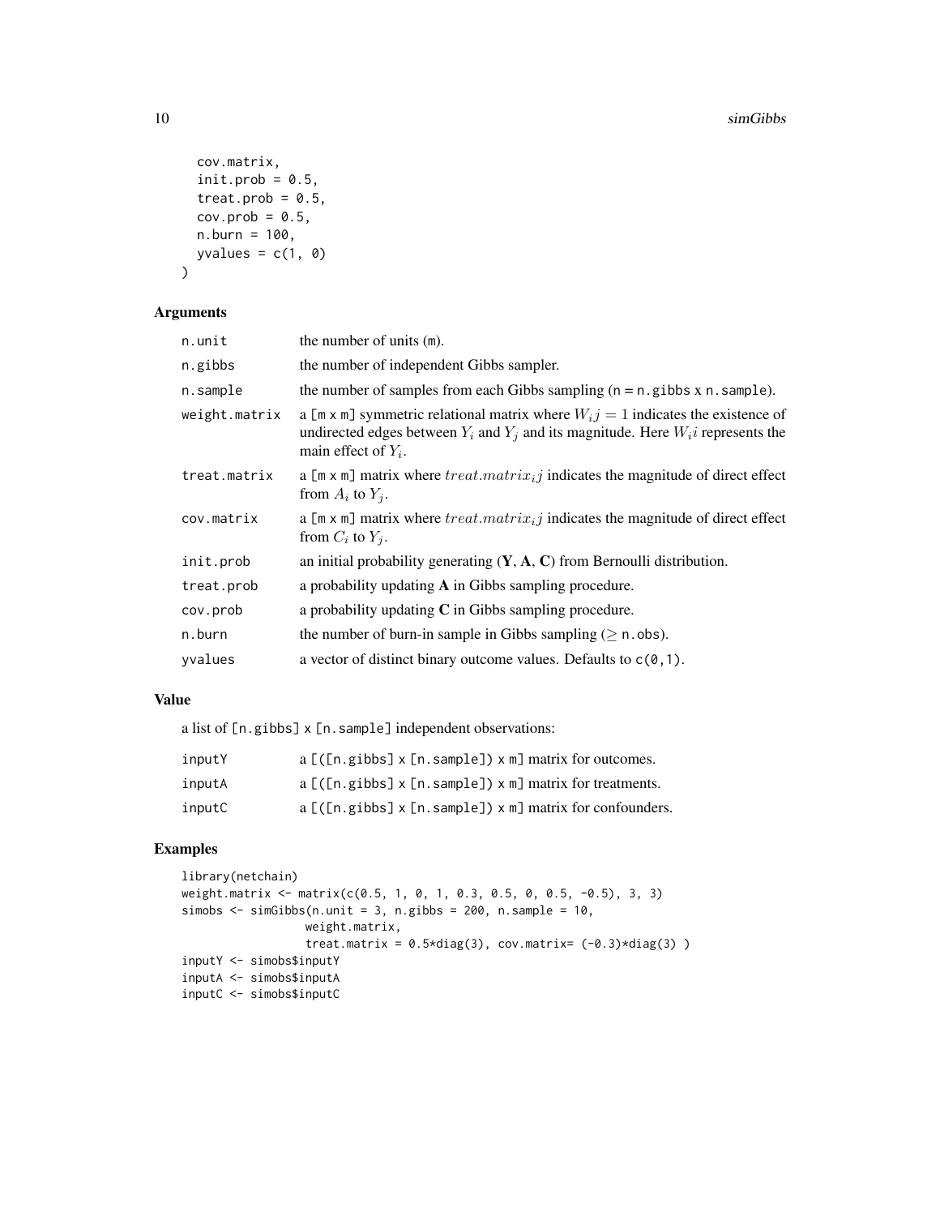```
  cov.matrix,
  init.prob = 0.5,
  treat.prob = 0.5,
  cov.prob = 0.5,
  n.burn = 100,
  yvalues = c(1, 0)
)
```

## Arguments

| | |
|---|---|
| n.unit | the number of units (m). |
| n.gibbs | the number of independent Gibbs sampler. |
| n.sample | the number of samples from each Gibbs sampling (n = n.gibbs x n.sample). |
| weight.matrix | a [m x m] symmetric relational matrix where $W_i j = 1$ indicates the existence of undirected edges between $Y_i$ and $Y_j$ and its magnitude. Here $W_i i$ represents the main effect of $Y_i$. |
| treat.matrix | a [m x m] matrix where $treat.matrix_i j$ indicates the magnitude of direct effect from $A_i$ to $Y_j$. |
| cov.matrix | a [m x m] matrix where $treat.matrix_i j$ indicates the magnitude of direct effect from $C_i$ to $Y_j$. |
| init.prob | an initial probability generating (**Y**, **A**, **C**) from Bernoulli distribution. |
| treat.prob | a probability updating **A** in Gibbs sampling procedure. |
| cov.prob | a probability updating **C** in Gibbs sampling procedure. |
| n.burn | the number of burn-in sample in Gibbs sampling ($\geq$ n.obs). |
| yvalues | a vector of distinct binary outcome values. Defaults to c(0,1). |

## Value

a list of [n.gibbs] x [n.sample] independent observations:

| | |
|---|---|
| inputY | a [([n.gibbs] x [n.sample]) x m] matrix for outcomes. |
| inputA | a [([n.gibbs] x [n.sample]) x m] matrix for treatments. |
| inputC | a [([n.gibbs] x [n.sample]) x m] matrix for confounders. |

## Examples

```
library(netchain)
weight.matrix <- matrix(c(0.5, 1, 0, 1, 0.3, 0.5, 0, 0.5, -0.5), 3, 3)
simobs <- simGibbs(n.unit = 3, n.gibbs = 200, n.sample = 10,
                   weight.matrix,
                   treat.matrix = 0.5*diag(3), cov.matrix= (-0.3)*diag(3) )
inputY <- simobs$inputY
inputA <- simobs$inputA
inputC <- simobs$inputC
```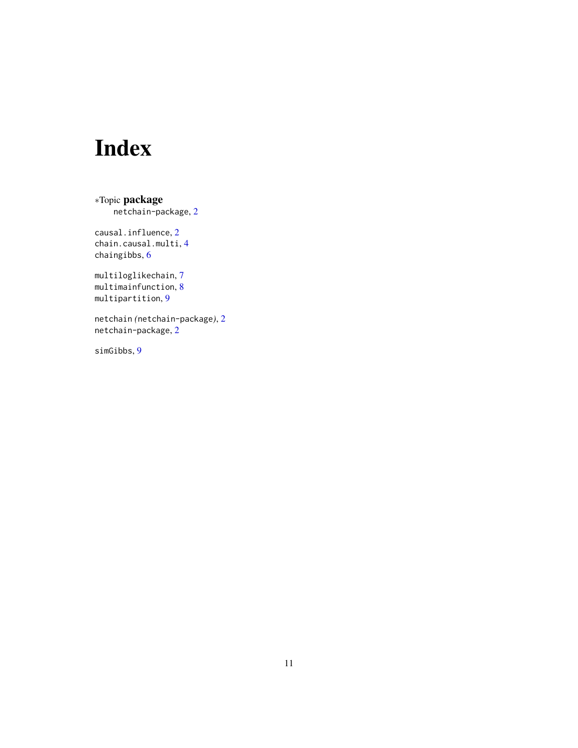# Index

*Topic **package**
    netchain-package, 2

causal.influence, 2
chain.causal.multi, 4
chaingibbs, 6

multiloglikechain, 7
multimainfunction, 8
multipartition, 9

netchain *(*netchain-package*)*, 2
netchain-package, 2

simGibbs, 9